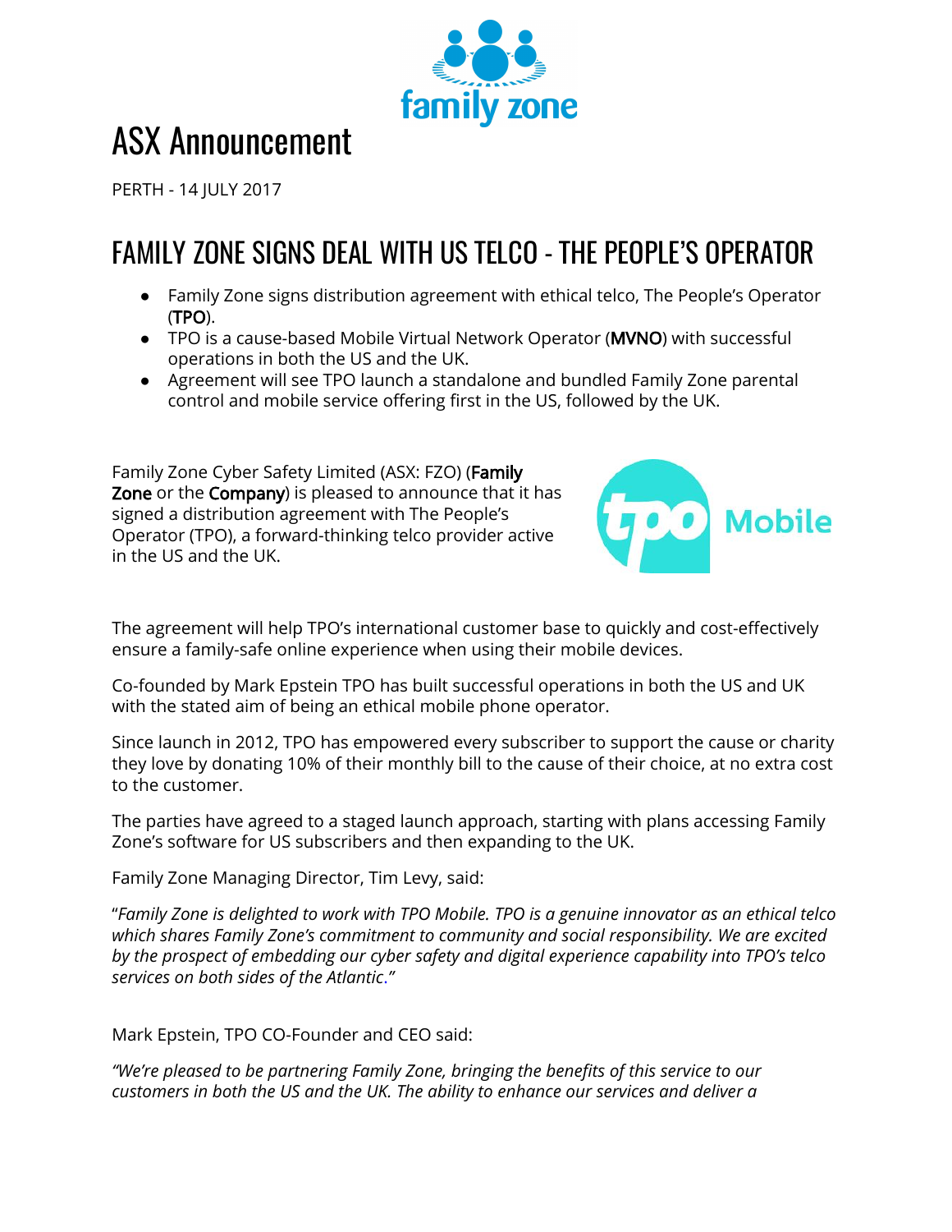# ASX Announcement

PERTH - 14 JULY 2017

## FAMILY ZONE SIGNS DEAL WITH US TELCO - THE PEOPLE'S OPERATOR

- Family Zone signs distribution agreement with ethical telco, The People's Operator (**TPO**).
- TPO is a cause-based Mobile Virtual Network Operator (**MVNO**) with successful operations in both the US and the UK.
- Agreement will see TPO launch a standalone and bundled Family Zone parental control and mobile service offering first in the US, followed by the UK.

Family Zone Cyber Safety Limited (ASX: FZO) (**Family Zone** or the **Company**) is pleased to announce that it has signed a distribution agreement with The People's Operator (TPO), a forward-thinking telco provider active in the US and the UK.

The agreement will help TPO's international customer base to quickly and cost-effectively ensure a family-safe online experience when using their mobile devices.

Co-founded by Mark Epstein TPO has built successful operations in both the US and UK with the stated aim of being an ethical mobile phone operator.

Since launch in 2012, TPO has empowered every subscriber to support the cause or charity they love by donating 10% of their monthly bill to the cause of their choice, at no extra cost to the customer.

The parties have agreed to a staged launch approach, starting with plans accessing Family Zone's software for US subscribers and then expanding to the UK.

Family Zone Managing Director, Tim Levy, said:

"*Family Zone is delighted to work with TPO Mobile. TPO is a genuine innovator as an ethical telco which shares Family Zone's commitment to community and social responsibility. We are excited by the prospect of embedding our cyber safety and digital experience capability into TPO's telco services on both sides of the Atlantic.*"

Mark Epstein, TPO CO-Founder and CEO said:

*"We're pleased to be partnering Family Zone, bringing the benefits of this service to our customers in both the US and the UK. The ability to enhance our services and deliver a*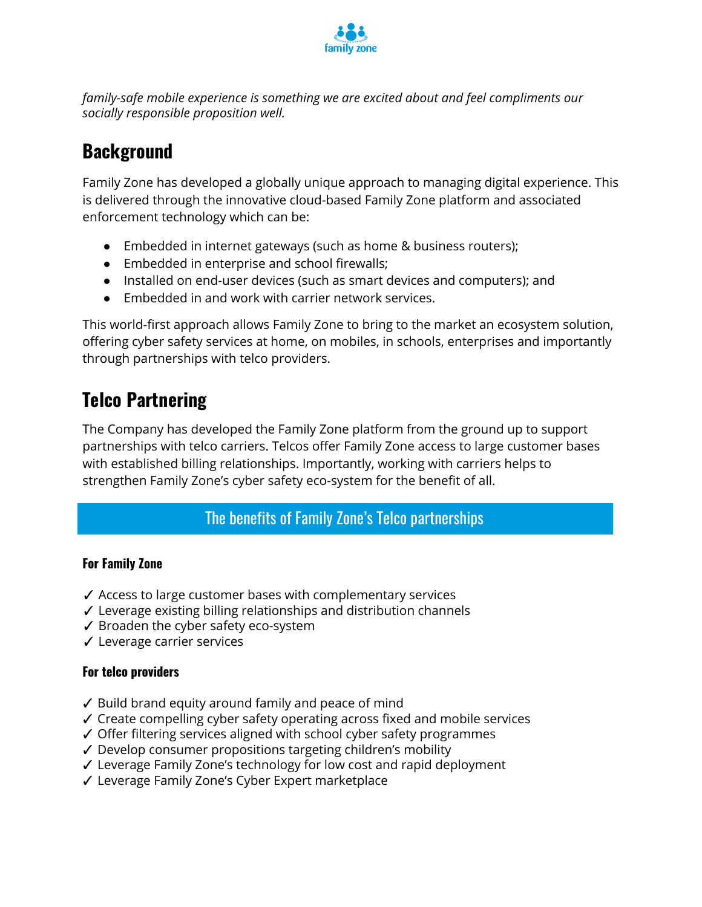*family-safe mobile experience is something we are excited about and feel compliments our socially responsible proposition well.*

## Background

Family Zone has developed a globally unique approach to managing digital experience. This is delivered through the innovative cloud-based Family Zone platform and associated enforcement technology which can be:

- Embedded in internet gateways (such as home & business routers);
- Embedded in enterprise and school firewalls;
- Installed on end-user devices (such as smart devices and computers); and
- Embedded in and work with carrier network services.

This world-first approach allows Family Zone to bring to the market an ecosystem solution, offering cyber safety services at home, on mobiles, in schools, enterprises and importantly through partnerships with telco providers.

## Telco Partnering

The Company has developed the Family Zone platform from the ground up to support partnerships with telco carriers. Telcos offer Family Zone access to large customer bases with established billing relationships. Importantly, working with carriers helps to strengthen Family Zone's cyber safety eco-system for the benefit of all.

### The benefits of Family Zone's Telco partnerships

**For Family Zone**

✓ Access to large customer bases with complementary services
✓ Leverage existing billing relationships and distribution channels
✓ Broaden the cyber safety eco-system
✓ Leverage carrier services

**For telco providers**

✓ Build brand equity around family and peace of mind
✓ Create compelling cyber safety operating across fixed and mobile services
✓ Offer filtering services aligned with school cyber safety programmes
✓ Develop consumer propositions targeting children's mobility
✓ Leverage Family Zone's technology for low cost and rapid deployment
✓ Leverage Family Zone's Cyber Expert marketplace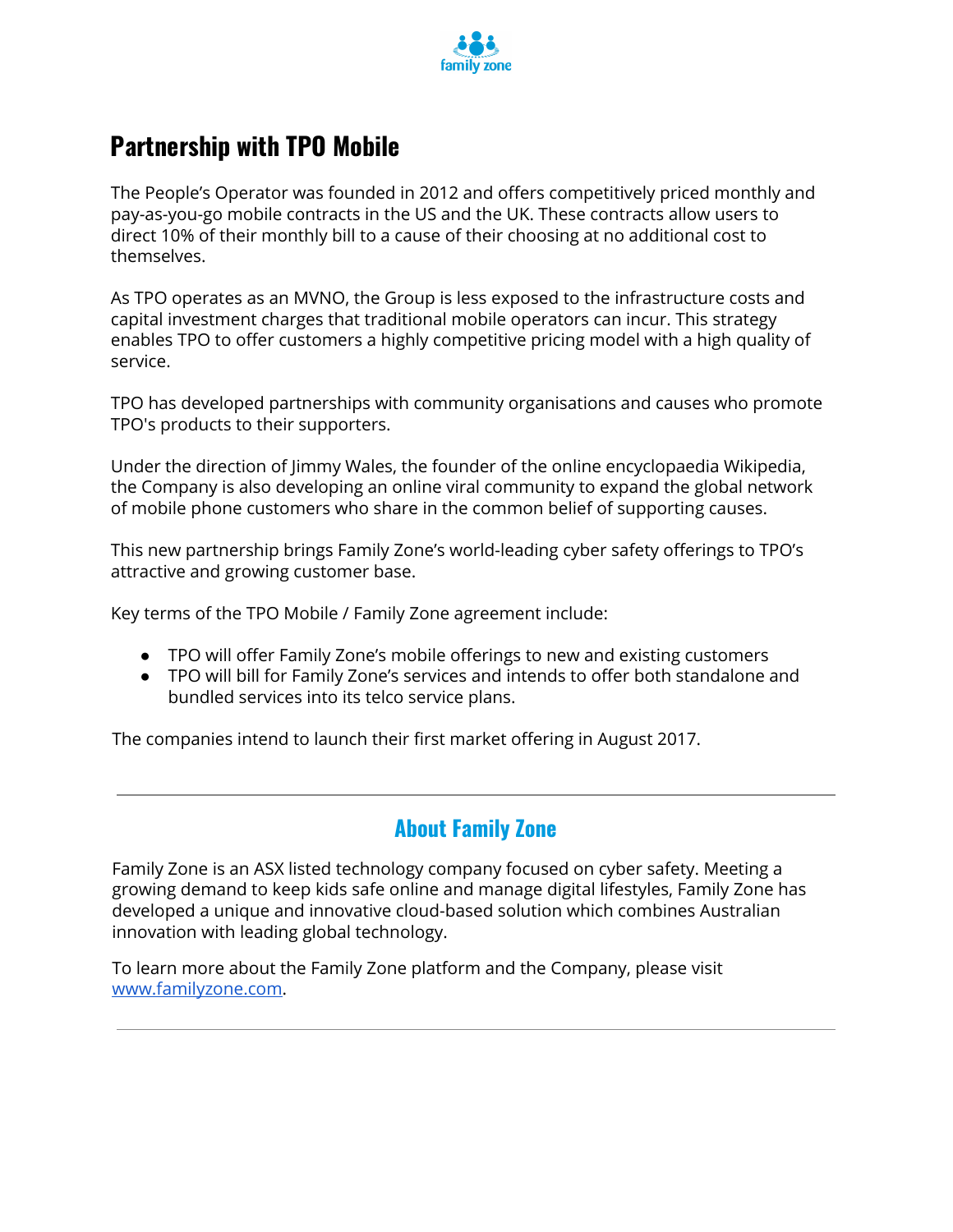## Partnership with TPO Mobile

The People's Operator was founded in 2012 and offers competitively priced monthly and pay-as-you-go mobile contracts in the US and the UK. These contracts allow users to direct 10% of their monthly bill to a cause of their choosing at no additional cost to themselves.

As TPO operates as an MVNO, the Group is less exposed to the infrastructure costs and capital investment charges that traditional mobile operators can incur. This strategy enables TPO to offer customers a highly competitive pricing model with a high quality of service.

TPO has developed partnerships with community organisations and causes who promote TPO's products to their supporters.

Under the direction of Jimmy Wales, the founder of the online encyclopaedia Wikipedia, the Company is also developing an online viral community to expand the global network of mobile phone customers who share in the common belief of supporting causes.

This new partnership brings Family Zone's world-leading cyber safety offerings to TPO's attractive and growing customer base.

Key terms of the TPO Mobile / Family Zone agreement include:

- TPO will offer Family Zone's mobile offerings to new and existing customers
- TPO will bill for Family Zone's services and intends to offer both standalone and bundled services into its telco service plans.

The companies intend to launch their first market offering in August 2017.

---

## About Family Zone

Family Zone is an ASX listed technology company focused on cyber safety. Meeting a growing demand to keep kids safe online and manage digital lifestyles, Family Zone has developed a unique and innovative cloud-based solution which combines Australian innovation with leading global technology.

To learn more about the Family Zone platform and the Company, please visit [www.familyzone.com](http://www.familyzone.com).

---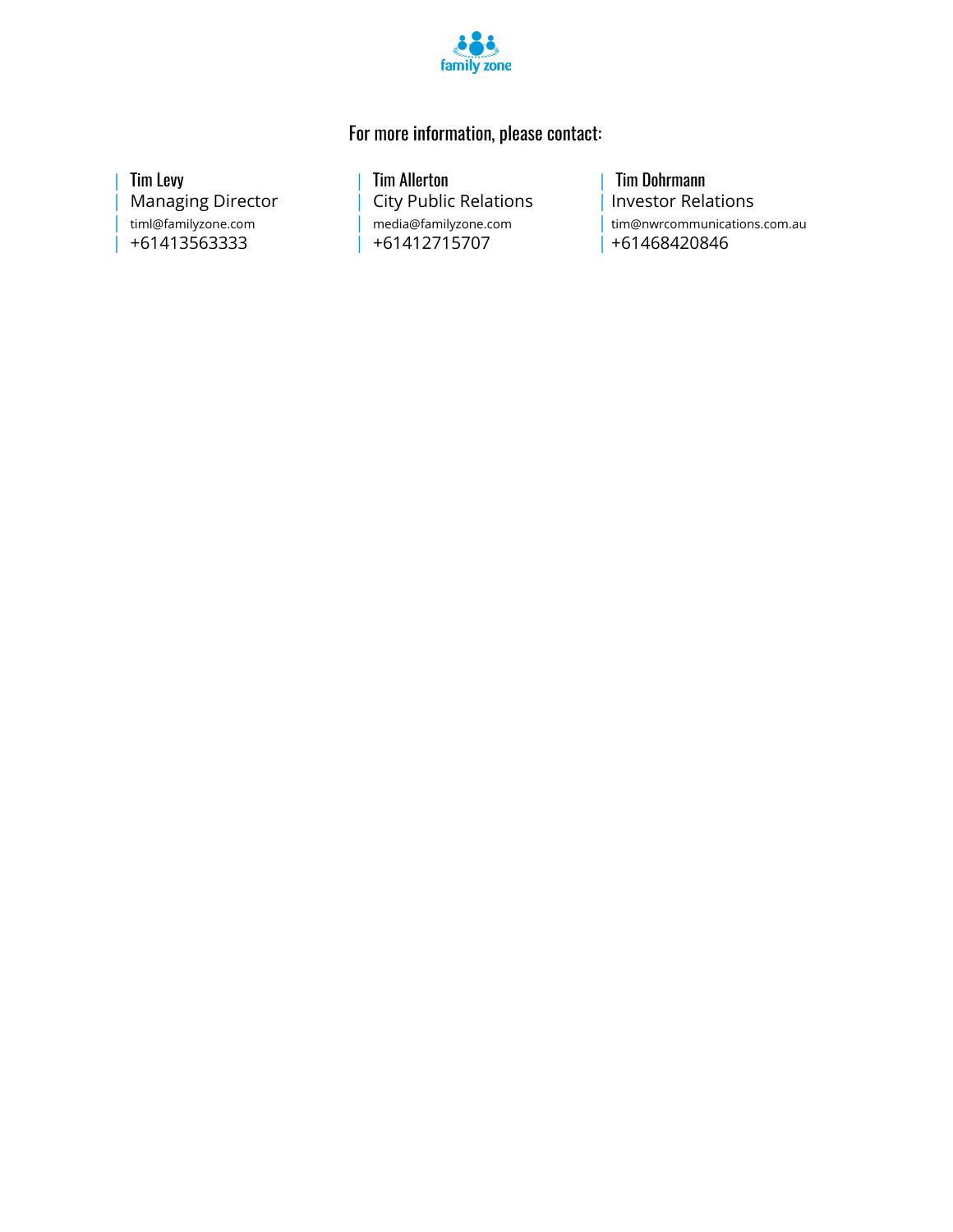For more information, please contact:

Tim Levy
Managing Director
timl@familyzone.com
+61413563333

Tim Allerton
City Public Relations
media@familyzone.com
+61412715707

Tim Dohrmann
Investor Relations
tim@nwrcommunications.com.au
+61468420846